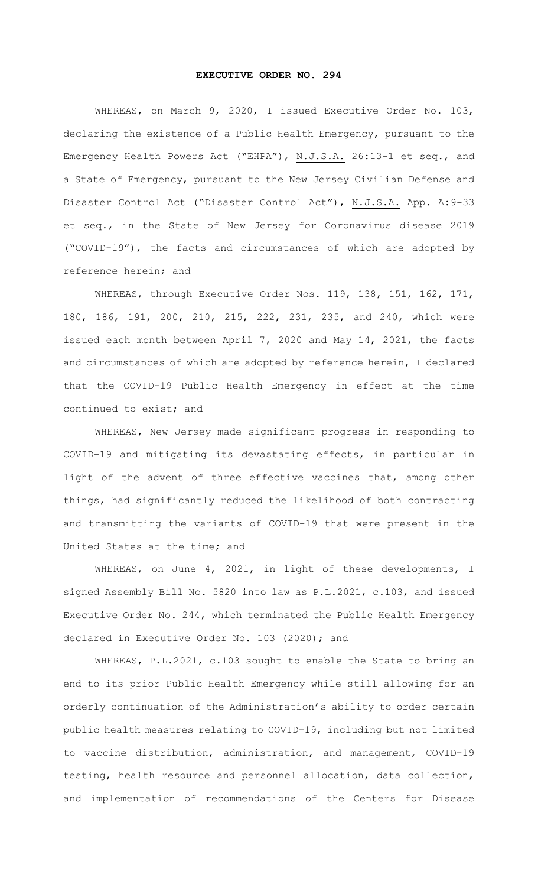# EXECUTIVE ORDER NO. 294

WHEREAS, on March 9, 2020, I issued Executive Order No. 103, declaring the existence of a Public Health Emergency, pursuant to the Emergency Health Powers Act ("EHPA"), N.J.S.A. 26:13-1 et seq., and a State of Emergency, pursuant to the New Jersey Civilian Defense and Disaster Control Act ("Disaster Control Act"), N.J.S.A. App. A:9-33 et seq., in the State of New Jersey for Coronavirus disease 2019 ("COVID-19"), the facts and circumstances of which are adopted by reference herein; and

WHEREAS, through Executive Order Nos. 119, 138, 151, 162, 171, 180, 186, 191, 200, 210, 215, 222, 231, 235, and 240, which were issued each month between April 7, 2020 and May 14, 2021, the facts and circumstances of which are adopted by reference herein, I declared that the COVID-19 Public Health Emergency in effect at the time continued to exist; and

WHEREAS, New Jersey made significant progress in responding to COVID-19 and mitigating its devastating effects, in particular in light of the advent of three effective vaccines that, among other things, had significantly reduced the likelihood of both contracting and transmitting the variants of COVID-19 that were present in the United States at the time; and

WHEREAS, on June 4, 2021, in light of these developments, I signed Assembly Bill No. 5820 into law as P.L.2021, c.103, and issued Executive Order No. 244, which terminated the Public Health Emergency declared in Executive Order No. 103 (2020); and

WHEREAS, P.L.2021, c.103 sought to enable the State to bring an end to its prior Public Health Emergency while still allowing for an orderly continuation of the Administration's ability to order certain public health measures relating to COVID-19, including but not limited to vaccine distribution, administration, and management, COVID-19 testing, health resource and personnel allocation, data collection, and implementation of recommendations of the Centers for Disease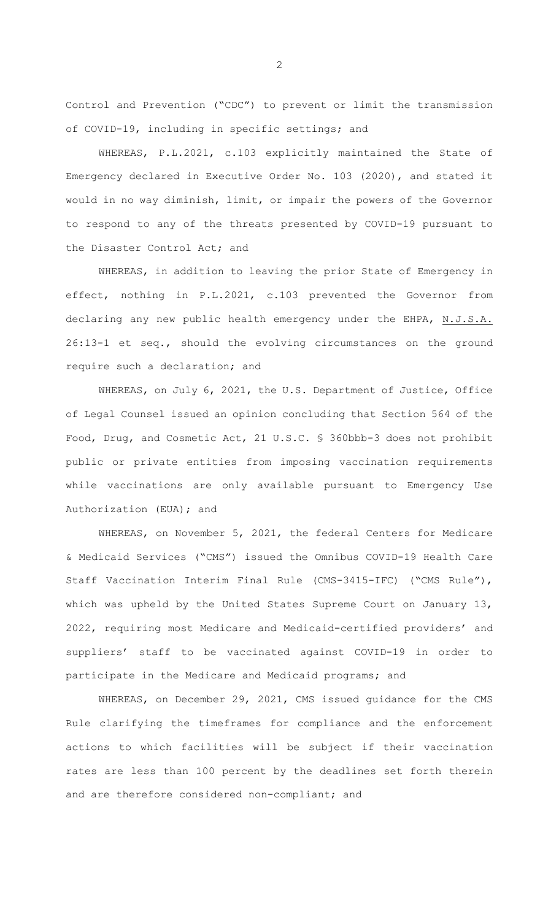Control and Prevention ("CDC") to prevent or limit the transmission of COVID-19, including in specific settings; and

WHEREAS, P.L.2021, c.103 explicitly maintained the State of Emergency declared in Executive Order No. 103 (2020), and stated it would in no way diminish, limit, or impair the powers of the Governor to respond to any of the threats presented by COVID-19 pursuant to the Disaster Control Act; and

WHEREAS, in addition to leaving the prior State of Emergency in effect, nothing in P.L.2021, c.103 prevented the Governor from declaring any new public health emergency under the EHPA, N.J.S.A. 26:13-1 et seq., should the evolving circumstances on the ground require such a declaration; and

WHEREAS, on July 6, 2021, the U.S. Department of Justice, Office of Legal Counsel issued an opinion concluding that Section 564 of the Food, Drug, and Cosmetic Act, 21 U.S.C. § 360bbb-3 does not prohibit public or private entities from imposing vaccination requirements while vaccinations are only available pursuant to Emergency Use Authorization (EUA); and

WHEREAS, on November 5, 2021, the federal Centers for Medicare & Medicaid Services ("CMS") issued the Omnibus COVID-19 Health Care Staff Vaccination Interim Final Rule (CMS-3415-IFC) ("CMS Rule"), which was upheld by the United States Supreme Court on January 13, 2022, requiring most Medicare and Medicaid-certified providers' and suppliers' staff to be vaccinated against COVID-19 in order to participate in the Medicare and Medicaid programs; and

WHEREAS, on December 29, 2021, CMS issued guidance for the CMS Rule clarifying the timeframes for compliance and the enforcement actions to which facilities will be subject if their vaccination rates are less than 100 percent by the deadlines set forth therein and are therefore considered non-compliant; and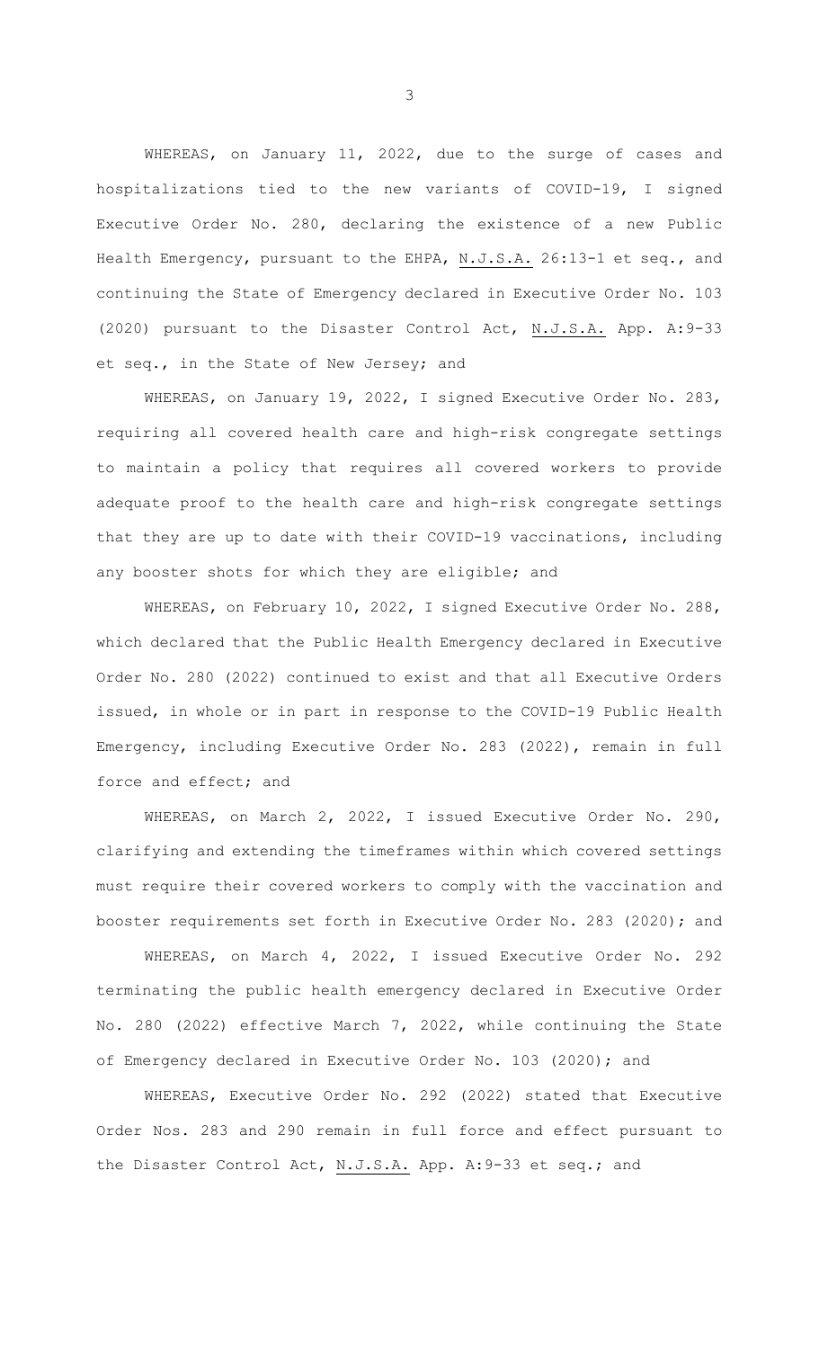WHEREAS, on January 11, 2022, due to the surge of cases and hospitalizations tied to the new variants of COVID-19, I signed Executive Order No. 280, declaring the existence of a new Public Health Emergency, pursuant to the EHPA, N.J.S.A. 26:13-1 et seq., and continuing the State of Emergency declared in Executive Order No. 103 (2020) pursuant to the Disaster Control Act, N.J.S.A. App. A:9-33 et seq., in the State of New Jersey; and

WHEREAS, on January 19, 2022, I signed Executive Order No. 283, requiring all covered health care and high-risk congregate settings to maintain a policy that requires all covered workers to provide adequate proof to the health care and high-risk congregate settings that they are up to date with their COVID-19 vaccinations, including any booster shots for which they are eligible; and

WHEREAS, on February 10, 2022, I signed Executive Order No. 288, which declared that the Public Health Emergency declared in Executive Order No. 280 (2022) continued to exist and that all Executive Orders issued, in whole or in part in response to the COVID-19 Public Health Emergency, including Executive Order No. 283 (2022), remain in full force and effect; and

WHEREAS, on March 2, 2022, I issued Executive Order No. 290, clarifying and extending the timeframes within which covered settings must require their covered workers to comply with the vaccination and booster requirements set forth in Executive Order No. 283 (2020); and

WHEREAS, on March 4, 2022, I issued Executive Order No. 292 terminating the public health emergency declared in Executive Order No. 280 (2022) effective March 7, 2022, while continuing the State of Emergency declared in Executive Order No. 103 (2020); and

WHEREAS, Executive Order No. 292 (2022) stated that Executive Order Nos. 283 and 290 remain in full force and effect pursuant to the Disaster Control Act, N.J.S.A. App. A:9-33 et seq.; and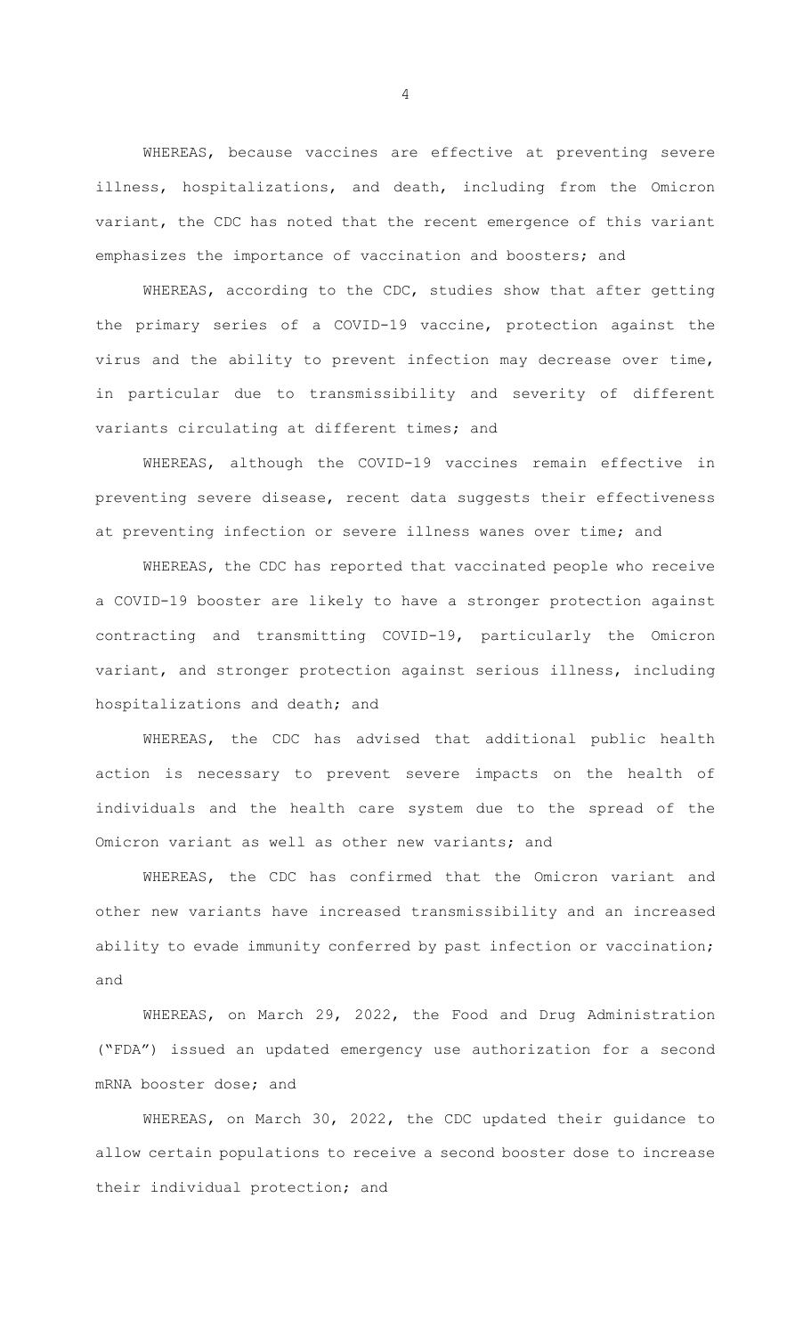WHEREAS, because vaccines are effective at preventing severe illness, hospitalizations, and death, including from the Omicron variant, the CDC has noted that the recent emergence of this variant emphasizes the importance of vaccination and boosters; and

WHEREAS, according to the CDC, studies show that after getting the primary series of a COVID-19 vaccine, protection against the virus and the ability to prevent infection may decrease over time, in particular due to transmissibility and severity of different variants circulating at different times; and

WHEREAS, although the COVID-19 vaccines remain effective in preventing severe disease, recent data suggests their effectiveness at preventing infection or severe illness wanes over time; and

WHEREAS, the CDC has reported that vaccinated people who receive a COVID-19 booster are likely to have a stronger protection against contracting and transmitting COVID-19, particularly the Omicron variant, and stronger protection against serious illness, including hospitalizations and death; and

WHEREAS, the CDC has advised that additional public health action is necessary to prevent severe impacts on the health of individuals and the health care system due to the spread of the Omicron variant as well as other new variants; and

WHEREAS, the CDC has confirmed that the Omicron variant and other new variants have increased transmissibility and an increased ability to evade immunity conferred by past infection or vaccination; and

WHEREAS, on March 29, 2022, the Food and Drug Administration ("FDA") issued an updated emergency use authorization for a second mRNA booster dose; and

WHEREAS, on March 30, 2022, the CDC updated their guidance to allow certain populations to receive a second booster dose to increase their individual protection; and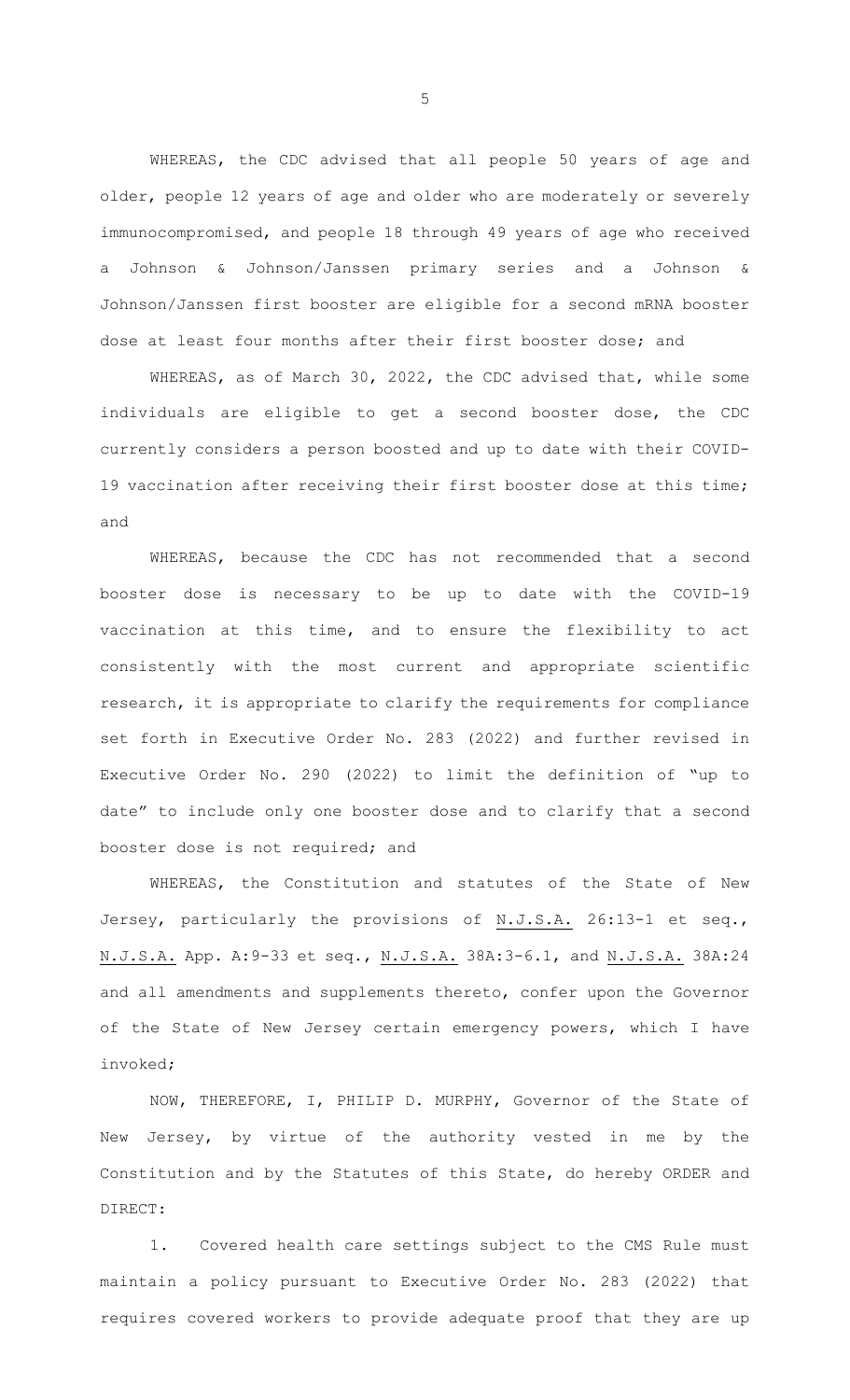WHEREAS, the CDC advised that all people 50 years of age and older, people 12 years of age and older who are moderately or severely immunocompromised, and people 18 through 49 years of age who received a Johnson & Johnson/Janssen primary series and a Johnson & Johnson/Janssen first booster are eligible for a second mRNA booster dose at least four months after their first booster dose; and

WHEREAS, as of March 30, 2022, the CDC advised that, while some individuals are eligible to get a second booster dose, the CDC currently considers a person boosted and up to date with their COVID-19 vaccination after receiving their first booster dose at this time; and

WHEREAS, because the CDC has not recommended that a second booster dose is necessary to be up to date with the COVID-19 vaccination at this time, and to ensure the flexibility to act consistently with the most current and appropriate scientific research, it is appropriate to clarify the requirements for compliance set forth in Executive Order No. 283 (2022) and further revised in Executive Order No. 290 (2022) to limit the definition of "up to date" to include only one booster dose and to clarify that a second booster dose is not required; and

WHEREAS, the Constitution and statutes of the State of New Jersey, particularly the provisions of N.J.S.A. 26:13-1 et seq., N.J.S.A. App. A:9-33 et seq., N.J.S.A. 38A:3-6.1, and N.J.S.A. 38A:24 and all amendments and supplements thereto, confer upon the Governor of the State of New Jersey certain emergency powers, which I have invoked;

NOW, THEREFORE, I, PHILIP D. MURPHY, Governor of the State of New Jersey, by virtue of the authority vested in me by the Constitution and by the Statutes of this State, do hereby ORDER and DIRECT:

1. Covered health care settings subject to the CMS Rule must maintain a policy pursuant to Executive Order No. 283 (2022) that requires covered workers to provide adequate proof that they are up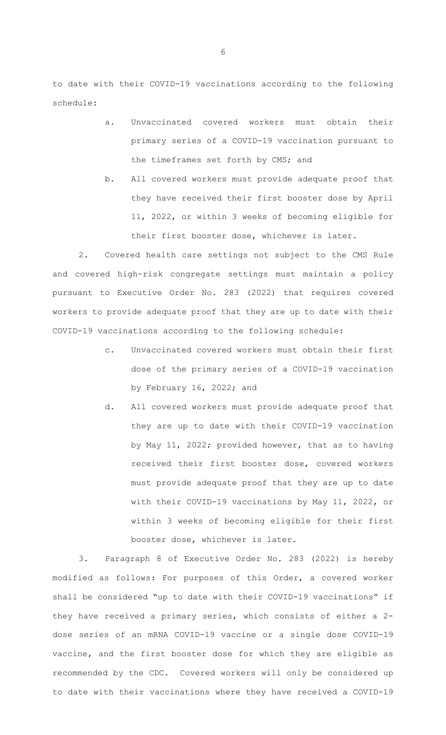to date with their COVID-19 vaccinations according to the following schedule:

a. Unvaccinated covered workers must obtain their primary series of a COVID-19 vaccination pursuant to the timeframes set forth by CMS; and

b. All covered workers must provide adequate proof that they have received their first booster dose by April 11, 2022, or within 3 weeks of becoming eligible for their first booster dose, whichever is later.

2. Covered health care settings not subject to the CMS Rule and covered high-risk congregate settings must maintain a policy pursuant to Executive Order No. 283 (2022) that requires covered workers to provide adequate proof that they are up to date with their COVID-19 vaccinations according to the following schedule:

c. Unvaccinated covered workers must obtain their first dose of the primary series of a COVID-19 vaccination by February 16, 2022; and

d. All covered workers must provide adequate proof that they are up to date with their COVID-19 vaccination by May 11, 2022; provided however, that as to having received their first booster dose, covered workers must provide adequate proof that they are up to date with their COVID-19 vaccinations by May 11, 2022, or within 3 weeks of becoming eligible for their first booster dose, whichever is later.

3. Paragraph 8 of Executive Order No. 283 (2022) is hereby modified as follows: For purposes of this Order, a covered worker shall be considered "up to date with their COVID-19 vaccinations" if they have received a primary series, which consists of either a 2-dose series of an mRNA COVID-19 vaccine or a single dose COVID-19 vaccine, and the first booster dose for which they are eligible as recommended by the CDC. Covered workers will only be considered up to date with their vaccinations where they have received a COVID-19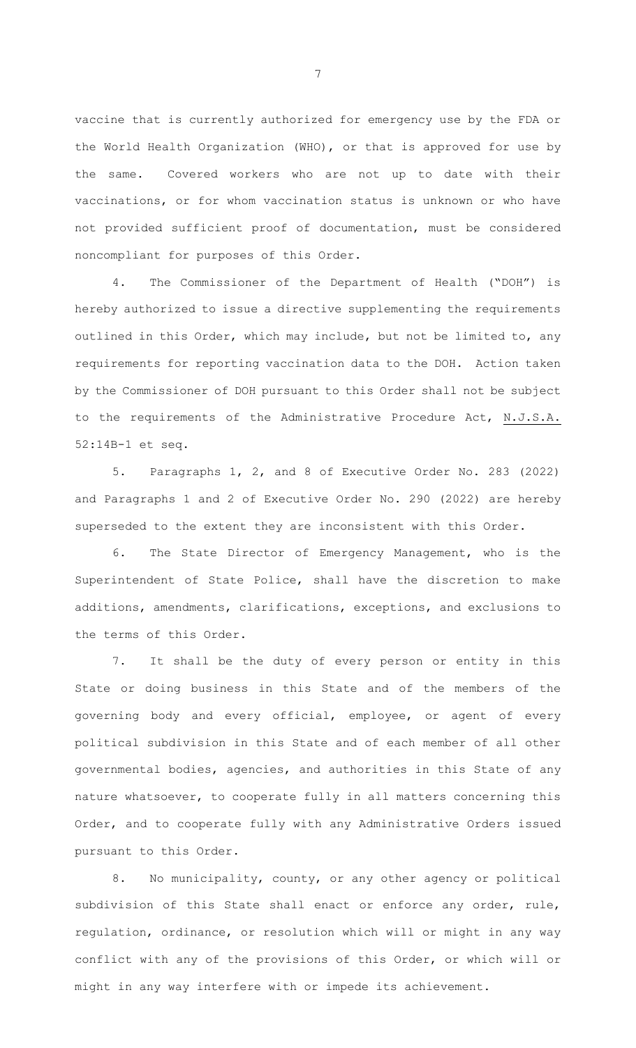vaccine that is currently authorized for emergency use by the FDA or the World Health Organization (WHO), or that is approved for use by the same. Covered workers who are not up to date with their vaccinations, or for whom vaccination status is unknown or who have not provided sufficient proof of documentation, must be considered noncompliant for purposes of this Order.

4. The Commissioner of the Department of Health ("DOH") is hereby authorized to issue a directive supplementing the requirements outlined in this Order, which may include, but not be limited to, any requirements for reporting vaccination data to the DOH. Action taken by the Commissioner of DOH pursuant to this Order shall not be subject to the requirements of the Administrative Procedure Act, N.J.S.A. 52:14B-1 et seq.

5. Paragraphs 1, 2, and 8 of Executive Order No. 283 (2022) and Paragraphs 1 and 2 of Executive Order No. 290 (2022) are hereby superseded to the extent they are inconsistent with this Order.

6. The State Director of Emergency Management, who is the Superintendent of State Police, shall have the discretion to make additions, amendments, clarifications, exceptions, and exclusions to the terms of this Order.

7. It shall be the duty of every person or entity in this State or doing business in this State and of the members of the governing body and every official, employee, or agent of every political subdivision in this State and of each member of all other governmental bodies, agencies, and authorities in this State of any nature whatsoever, to cooperate fully in all matters concerning this Order, and to cooperate fully with any Administrative Orders issued pursuant to this Order.

8. No municipality, county, or any other agency or political subdivision of this State shall enact or enforce any order, rule, regulation, ordinance, or resolution which will or might in any way conflict with any of the provisions of this Order, or which will or might in any way interfere with or impede its achievement.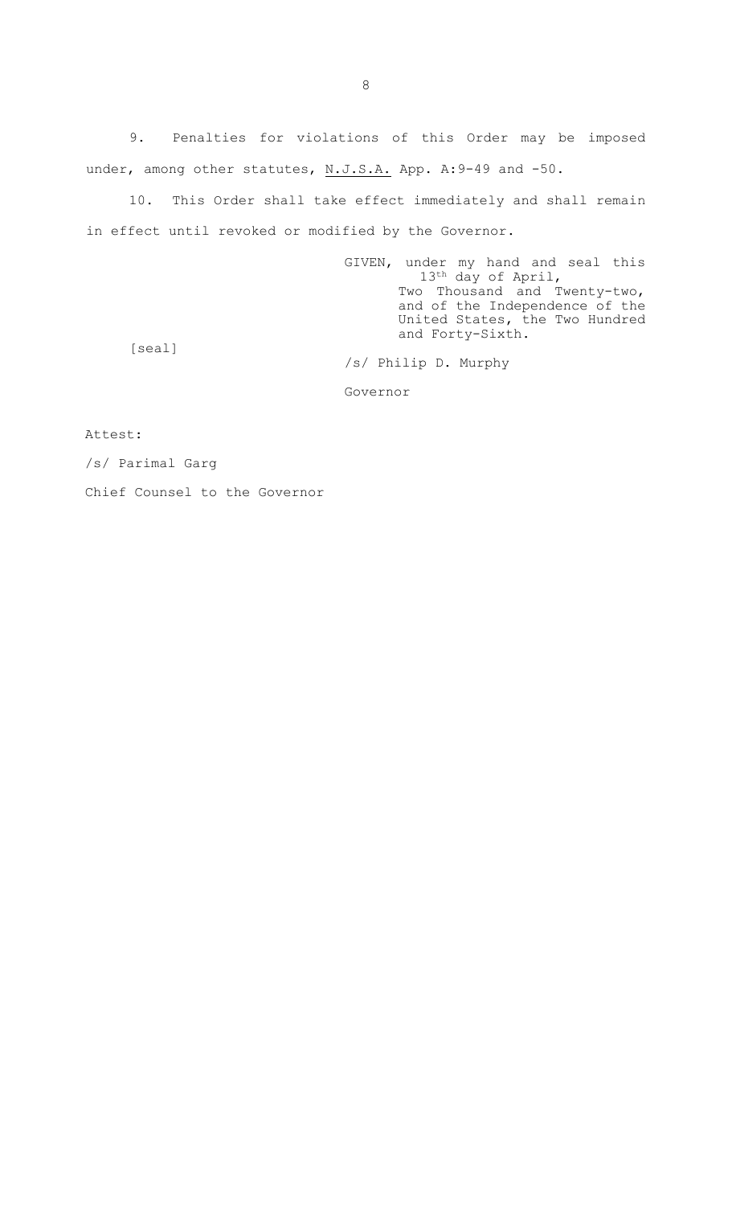9. Penalties for violations of this Order may be imposed under, among other statutes, N.J.S.A. App. A:9-49 and -50.

10. This Order shall take effect immediately and shall remain in effect until revoked or modified by the Governor.

GIVEN, under my hand and seal this 13th day of April, Two Thousand and Twenty-two, and of the Independence of the United States, the Two Hundred and Forty-Sixth.

[seal]

/s/ Philip D. Murphy

Governor

Attest:

/s/ Parimal Garg

Chief Counsel to the Governor